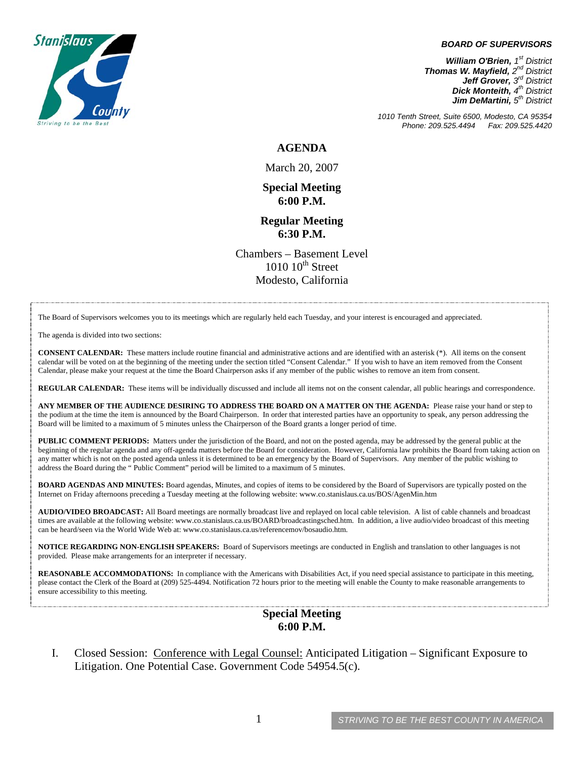**BOARD OF SUPERVISORS**

***William O'Brien,*** *1st District*
***Thomas W. Mayfield,*** *2nd District*
***Jeff Grover,*** *3rd District*
***Dick Monteith,*** *4th District*
***Jim DeMartini,*** *5th District*

*1010 Tenth Street, Suite 6500, Modesto, CA 95354*
*Phone: 209.525.4494 Fax: 209.525.4420*

# AGENDA

March 20, 2007

**Special Meeting**
**6:00 P.M.**

**Regular Meeting**
**6:30 P.M.**

Chambers – Basement Level
1010 10th Street
Modesto, California

The Board of Supervisors welcomes you to its meetings which are regularly held each Tuesday, and your interest is encouraged and appreciated.

The agenda is divided into two sections:

**CONSENT CALENDAR:** These matters include routine financial and administrative actions and are identified with an asterisk (*). All items on the consent calendar will be voted on at the beginning of the meeting under the section titled "Consent Calendar." If you wish to have an item removed from the Consent Calendar, please make your request at the time the Board Chairperson asks if any member of the public wishes to remove an item from consent.

**REGULAR CALENDAR:** These items will be individually discussed and include all items not on the consent calendar, all public hearings and correspondence.

**ANY MEMBER OF THE AUDIENCE DESIRING TO ADDRESS THE BOARD ON A MATTER ON THE AGENDA:** Please raise your hand or step to the podium at the time the item is announced by the Board Chairperson. In order that interested parties have an opportunity to speak, any person addressing the Board will be limited to a maximum of 5 minutes unless the Chairperson of the Board grants a longer period of time.

**PUBLIC COMMENT PERIODS:** Matters under the jurisdiction of the Board, and not on the posted agenda, may be addressed by the general public at the beginning of the regular agenda and any off-agenda matters before the Board for consideration. However, California law prohibits the Board from taking action on any matter which is not on the posted agenda unless it is determined to be an emergency by the Board of Supervisors. Any member of the public wishing to address the Board during the " Public Comment" period will be limited to a maximum of 5 minutes.

**BOARD AGENDAS AND MINUTES:** Board agendas, Minutes, and copies of items to be considered by the Board of Supervisors are typically posted on the Internet on Friday afternoons preceding a Tuesday meeting at the following website: www.co.stanislaus.ca.us/BOS/AgenMin.htm

**AUDIO/VIDEO BROADCAST:** All Board meetings are normally broadcast live and replayed on local cable television. A list of cable channels and broadcast times are available at the following website: www.co.stanislaus.ca.us/BOARD/broadcastingsched.htm. In addition, a live audio/video broadcast of this meeting can be heard/seen via the World Wide Web at: www.co.stanislaus.ca.us/referencemov/bosaudio.htm.

**NOTICE REGARDING NON-ENGLISH SPEAKERS:** Board of Supervisors meetings are conducted in English and translation to other languages is not provided. Please make arrangements for an interpreter if necessary.

**REASONABLE ACCOMMODATIONS:** In compliance with the Americans with Disabilities Act, if you need special assistance to participate in this meeting, please contact the Clerk of the Board at (209) 525-4494. Notification 72 hours prior to the meeting will enable the County to make reasonable arrangements to ensure accessibility to this meeting.

## Special Meeting 6:00 P.M.

I. Closed Session: Conference with Legal Counsel: Anticipated Litigation – Significant Exposure to Litigation. One Potential Case. Government Code 54954.5(c).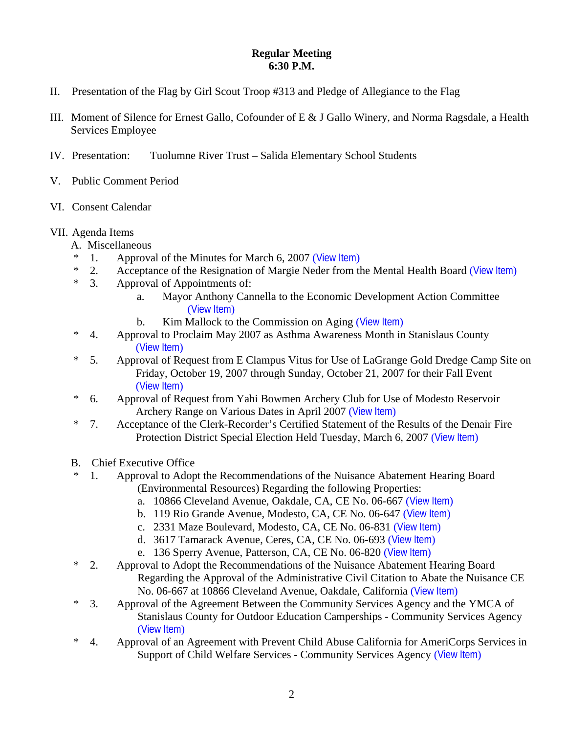**Regular Meeting**
**6:30 P.M.**

II. Presentation of the Flag by Girl Scout Troop #313 and Pledge of Allegiance to the Flag

III. Moment of Silence for Ernest Gallo, Cofounder of E & J Gallo Winery, and Norma Ragsdale, a Health Services Employee

IV. Presentation: Tuolumne River Trust – Salida Elementary School Students

V. Public Comment Period

VI. Consent Calendar

VII. Agenda Items

A. Miscellaneous

\* 1. Approval of the Minutes for March 6, 2007 (View Item)

\* 2. Acceptance of the Resignation of Margie Neder from the Mental Health Board (View Item)

\* 3. Approval of Appointments of:

a. Mayor Anthony Cannella to the Economic Development Action Committee (View Item)

b. Kim Mallock to the Commission on Aging (View Item)

\* 4. Approval to Proclaim May 2007 as Asthma Awareness Month in Stanislaus County (View Item)

\* 5. Approval of Request from E Clampus Vitus for Use of LaGrange Gold Dredge Camp Site on Friday, October 19, 2007 through Sunday, October 21, 2007 for their Fall Event (View Item)

\* 6. Approval of Request from Yahi Bowmen Archery Club for Use of Modesto Reservoir Archery Range on Various Dates in April 2007 (View Item)

\* 7. Acceptance of the Clerk-Recorder's Certified Statement of the Results of the Denair Fire Protection District Special Election Held Tuesday, March 6, 2007 (View Item)

B. Chief Executive Office

\* 1. Approval to Adopt the Recommendations of the Nuisance Abatement Hearing Board (Environmental Resources) Regarding the following Properties:

a. 10866 Cleveland Avenue, Oakdale, CA, CE No. 06-667 (View Item)

b. 119 Rio Grande Avenue, Modesto, CA, CE No. 06-647 (View Item)

c. 2331 Maze Boulevard, Modesto, CA, CE No. 06-831 (View Item)

d. 3617 Tamarack Avenue, Ceres, CA, CE No. 06-693 (View Item)

e. 136 Sperry Avenue, Patterson, CA, CE No. 06-820 (View Item)

\* 2. Approval to Adopt the Recommendations of the Nuisance Abatement Hearing Board Regarding the Approval of the Administrative Civil Citation to Abate the Nuisance CE No. 06-667 at 10866 Cleveland Avenue, Oakdale, California (View Item)

\* 3. Approval of the Agreement Between the Community Services Agency and the YMCA of Stanislaus County for Outdoor Education Camperships - Community Services Agency (View Item)

\* 4. Approval of an Agreement with Prevent Child Abuse California for AmeriCorps Services in Support of Child Welfare Services - Community Services Agency (View Item)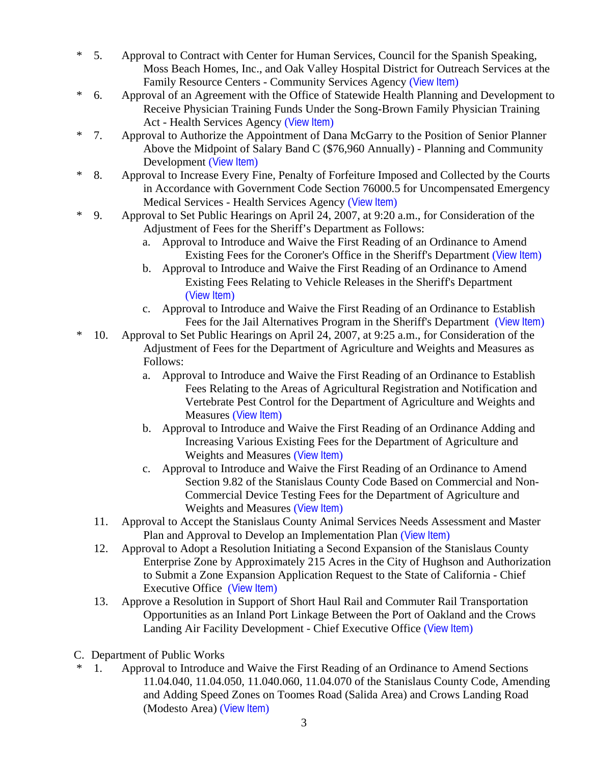\* 5. Approval to Contract with Center for Human Services, Council for the Spanish Speaking, Moss Beach Homes, Inc., and Oak Valley Hospital District for Outreach Services at the Family Resource Centers - Community Services Agency (View Item)

\* 6. Approval of an Agreement with the Office of Statewide Health Planning and Development to Receive Physician Training Funds Under the Song-Brown Family Physician Training Act - Health Services Agency (View Item)

\* 7. Approval to Authorize the Appointment of Dana McGarry to the Position of Senior Planner Above the Midpoint of Salary Band C ($76,960 Annually) - Planning and Community Development (View Item)

\* 8. Approval to Increase Every Fine, Penalty of Forfeiture Imposed and Collected by the Courts in Accordance with Government Code Section 76000.5 for Uncompensated Emergency Medical Services - Health Services Agency (View Item)

\* 9. Approval to Set Public Hearings on April 24, 2007, at 9:20 a.m., for Consideration of the Adjustment of Fees for the Sheriff's Department as Follows:
   - a. Approval to Introduce and Waive the First Reading of an Ordinance to Amend Existing Fees for the Coroner's Office in the Sheriff's Department (View Item)
   - b. Approval to Introduce and Waive the First Reading of an Ordinance to Amend Existing Fees Relating to Vehicle Releases in the Sheriff's Department (View Item)
   - c. Approval to Introduce and Waive the First Reading of an Ordinance to Establish Fees for the Jail Alternatives Program in the Sheriff's Department (View Item)

\* 10. Approval to Set Public Hearings on April 24, 2007, at 9:25 a.m., for Consideration of the Adjustment of Fees for the Department of Agriculture and Weights and Measures as Follows:
   - a. Approval to Introduce and Waive the First Reading of an Ordinance to Establish Fees Relating to the Areas of Agricultural Registration and Notification and Vertebrate Pest Control for the Department of Agriculture and Weights and Measures (View Item)
   - b. Approval to Introduce and Waive the First Reading of an Ordinance Adding and Increasing Various Existing Fees for the Department of Agriculture and Weights and Measures (View Item)
   - c. Approval to Introduce and Waive the First Reading of an Ordinance to Amend Section 9.82 of the Stanislaus County Code Based on Commercial and Non-Commercial Device Testing Fees for the Department of Agriculture and Weights and Measures (View Item)

11. Approval to Accept the Stanislaus County Animal Services Needs Assessment and Master Plan and Approval to Develop an Implementation Plan (View Item)

12. Approval to Adopt a Resolution Initiating a Second Expansion of the Stanislaus County Enterprise Zone by Approximately 215 Acres in the City of Hughson and Authorization to Submit a Zone Expansion Application Request to the State of California - Chief Executive Office (View Item)

13. Approve a Resolution in Support of Short Haul Rail and Commuter Rail Transportation Opportunities as an Inland Port Linkage Between the Port of Oakland and the Crows Landing Air Facility Development - Chief Executive Office (View Item)

C. Department of Public Works

\* 1. Approval to Introduce and Waive the First Reading of an Ordinance to Amend Sections 11.04.040, 11.04.050, 11.040.060, 11.04.070 of the Stanislaus County Code, Amending and Adding Speed Zones on Toomes Road (Salida Area) and Crows Landing Road (Modesto Area) (View Item)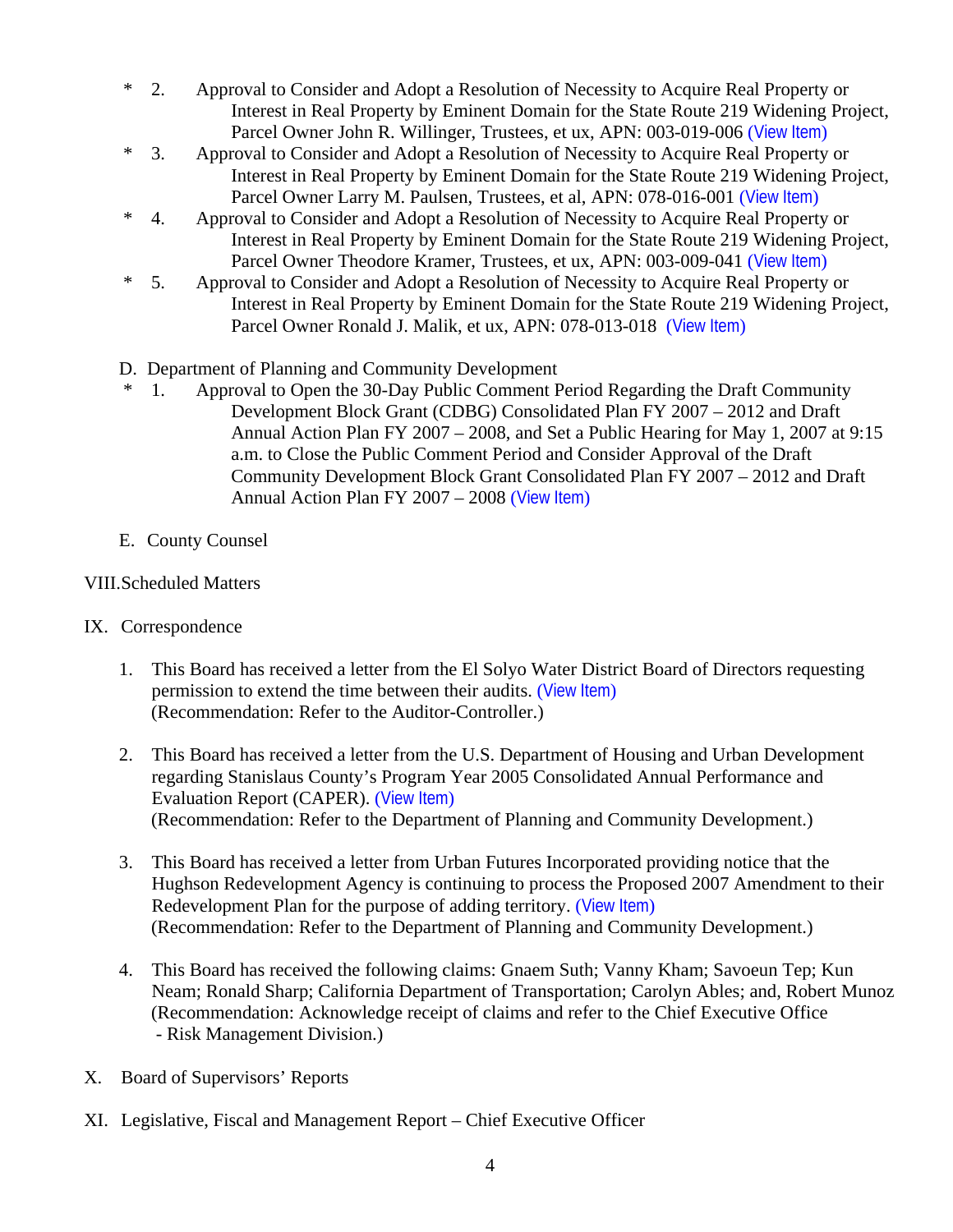\* 2. Approval to Consider and Adopt a Resolution of Necessity to Acquire Real Property or Interest in Real Property by Eminent Domain for the State Route 219 Widening Project, Parcel Owner John R. Willinger, Trustees, et ux, APN: 003-019-006 (View Item)

\* 3. Approval to Consider and Adopt a Resolution of Necessity to Acquire Real Property or Interest in Real Property by Eminent Domain for the State Route 219 Widening Project, Parcel Owner Larry M. Paulsen, Trustees, et al, APN: 078-016-001 (View Item)

\* 4. Approval to Consider and Adopt a Resolution of Necessity to Acquire Real Property or Interest in Real Property by Eminent Domain for the State Route 219 Widening Project, Parcel Owner Theodore Kramer, Trustees, et ux, APN: 003-009-041 (View Item)

\* 5. Approval to Consider and Adopt a Resolution of Necessity to Acquire Real Property or Interest in Real Property by Eminent Domain for the State Route 219 Widening Project, Parcel Owner Ronald J. Malik, et ux, APN: 078-013-018 (View Item)

D. Department of Planning and Community Development

\* 1. Approval to Open the 30-Day Public Comment Period Regarding the Draft Community Development Block Grant (CDBG) Consolidated Plan FY 2007 – 2012 and Draft Annual Action Plan FY 2007 – 2008, and Set a Public Hearing for May 1, 2007 at 9:15 a.m. to Close the Public Comment Period and Consider Approval of the Draft Community Development Block Grant Consolidated Plan FY 2007 – 2012 and Draft Annual Action Plan FY 2007 – 2008 (View Item)

E. County Counsel

VIII. Scheduled Matters

IX. Correspondence

1. This Board has received a letter from the El Solyo Water District Board of Directors requesting permission to extend the time between their audits. (View Item)
   (Recommendation: Refer to the Auditor-Controller.)

2. This Board has received a letter from the U.S. Department of Housing and Urban Development regarding Stanislaus County's Program Year 2005 Consolidated Annual Performance and Evaluation Report (CAPER). (View Item)
   (Recommendation: Refer to the Department of Planning and Community Development.)

3. This Board has received a letter from Urban Futures Incorporated providing notice that the Hughson Redevelopment Agency is continuing to process the Proposed 2007 Amendment to their Redevelopment Plan for the purpose of adding territory. (View Item)
   (Recommendation: Refer to the Department of Planning and Community Development.)

4. This Board has received the following claims: Gnaem Suth; Vanny Kham; Savoeun Tep; Kun Neam; Ronald Sharp; California Department of Transportation; Carolyn Ables; and, Robert Munoz
   (Recommendation: Acknowledge receipt of claims and refer to the Chief Executive Office - Risk Management Division.)

X. Board of Supervisors' Reports

XI. Legislative, Fiscal and Management Report – Chief Executive Officer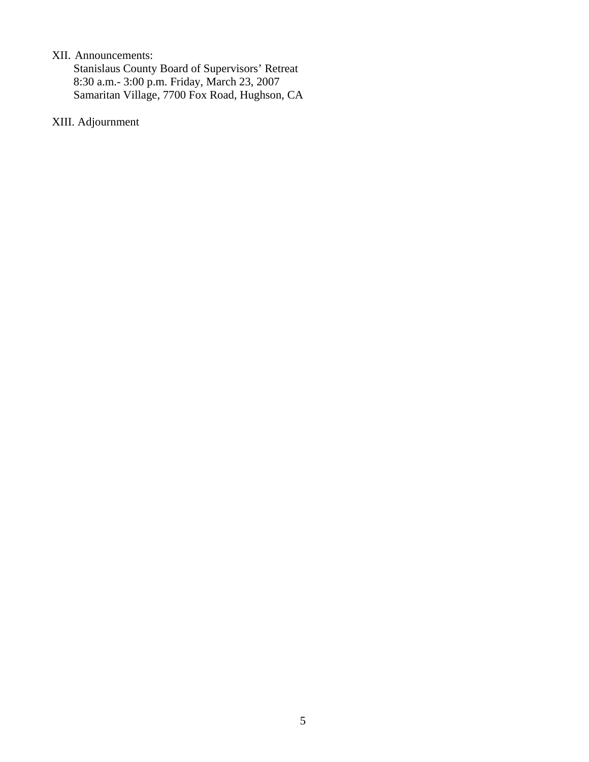XII. Announcements:

Stanislaus County Board of Supervisors' Retreat
8:30 a.m.- 3:00 p.m. Friday, March 23, 2007
Samaritan Village, 7700 Fox Road, Hughson, CA

XIII. Adjournment